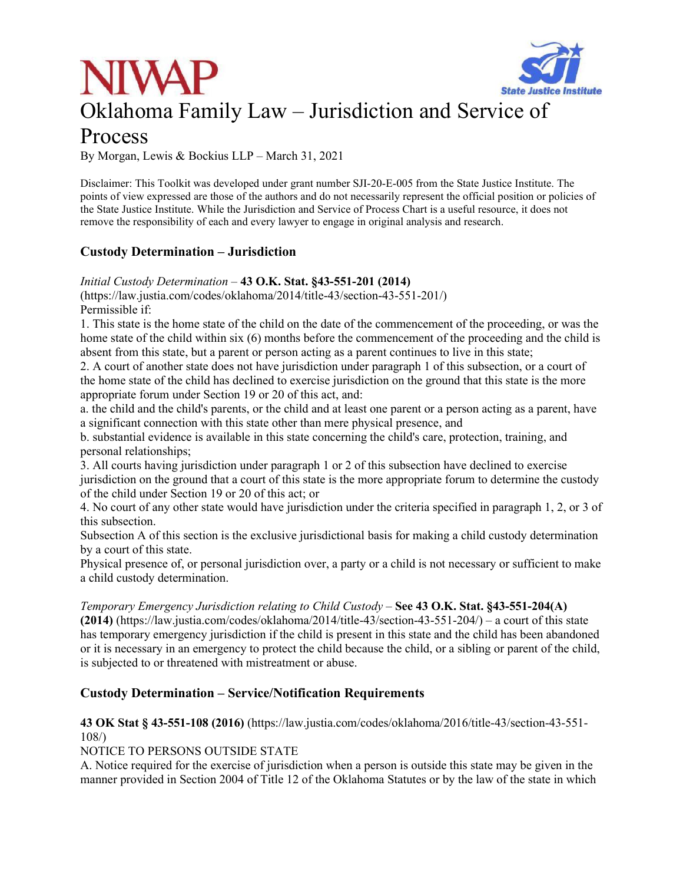NIWAP

State Justice Institute

# Oklahoma Family Law – Jurisdiction and Service of Process

By Morgan, Lewis & Bockius LLP – March 31, 2021

Disclaimer: This Toolkit was developed under grant number SJI-20-E-005 from the State Justice Institute. The points of view expressed are those of the authors and do not necessarily represent the official position or policies of the State Justice Institute. While the Jurisdiction and Service of Process Chart is a useful resource, it does not remove the responsibility of each and every lawyer to engage in original analysis and research.

## Custody Determination – Jurisdiction

*Initial Custody Determination* – **43 O.K. Stat. §43-551-201 (2014)** (https://law.justia.com/codes/oklahoma/2014/title-43/section-43-551-201/)
Permissible if:
1. This state is the home state of the child on the date of the commencement of the proceeding, or was the home state of the child within six (6) months before the commencement of the proceeding and the child is absent from this state, but a parent or person acting as a parent continues to live in this state;
2. A court of another state does not have jurisdiction under paragraph 1 of this subsection, or a court of the home state of the child has declined to exercise jurisdiction on the ground that this state is the more appropriate forum under Section 19 or 20 of this act, and:
a. the child and the child's parents, or the child and at least one parent or a person acting as a parent, have a significant connection with this state other than mere physical presence, and
b. substantial evidence is available in this state concerning the child's care, protection, training, and personal relationships;
3. All courts having jurisdiction under paragraph 1 or 2 of this subsection have declined to exercise jurisdiction on the ground that a court of this state is the more appropriate forum to determine the custody of the child under Section 19 or 20 of this act; or
4. No court of any other state would have jurisdiction under the criteria specified in paragraph 1, 2, or 3 of this subsection.
Subsection A of this section is the exclusive jurisdictional basis for making a child custody determination by a court of this state.
Physical presence of, or personal jurisdiction over, a party or a child is not necessary or sufficient to make a child custody determination.

*Temporary Emergency Jurisdiction relating to Child Custody* – **See 43 O.K. Stat. §43-551-204(A) (2014)** (https://law.justia.com/codes/oklahoma/2014/title-43/section-43-551-204/) – a court of this state has temporary emergency jurisdiction if the child is present in this state and the child has been abandoned or it is necessary in an emergency to protect the child because the child, or a sibling or parent of the child, is subjected to or threatened with mistreatment or abuse.

## Custody Determination – Service/Notification Requirements

**43 OK Stat § 43-551-108 (2016)** (https://law.justia.com/codes/oklahoma/2016/title-43/section-43-551-108/)
NOTICE TO PERSONS OUTSIDE STATE
A. Notice required for the exercise of jurisdiction when a person is outside this state may be given in the manner provided in Section 2004 of Title 12 of the Oklahoma Statutes or by the law of the state in which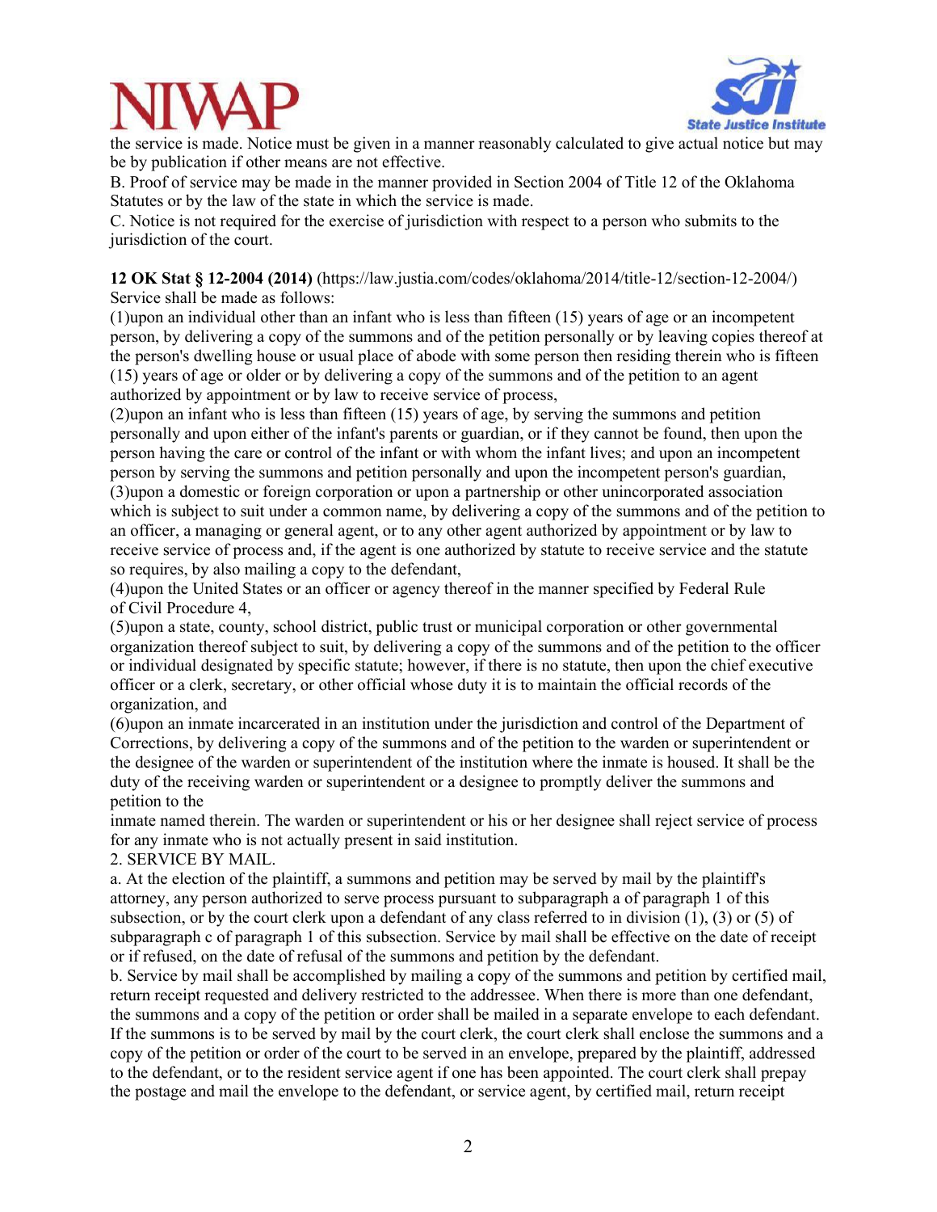the service is made. Notice must be given in a manner reasonably calculated to give actual notice but may be by publication if other means are not effective.

B. Proof of service may be made in the manner provided in Section 2004 of Title 12 of the Oklahoma Statutes or by the law of the state in which the service is made.

C. Notice is not required for the exercise of jurisdiction with respect to a person who submits to the jurisdiction of the court.

**12 OK Stat § 12-2004 (2014)** (https://law.justia.com/codes/oklahoma/2014/title-12/section-12-2004/)
Service shall be made as follows:

(1)upon an individual other than an infant who is less than fifteen (15) years of age or an incompetent person, by delivering a copy of the summons and of the petition personally or by leaving copies thereof at the person's dwelling house or usual place of abode with some person then residing therein who is fifteen (15) years of age or older or by delivering a copy of the summons and of the petition to an agent authorized by appointment or by law to receive service of process,

(2)upon an infant who is less than fifteen (15) years of age, by serving the summons and petition personally and upon either of the infant's parents or guardian, or if they cannot be found, then upon the person having the care or control of the infant or with whom the infant lives; and upon an incompetent person by serving the summons and petition personally and upon the incompetent person's guardian,

(3)upon a domestic or foreign corporation or upon a partnership or other unincorporated association which is subject to suit under a common name, by delivering a copy of the summons and of the petition to an officer, a managing or general agent, or to any other agent authorized by appointment or by law to receive service of process and, if the agent is one authorized by statute to receive service and the statute so requires, by also mailing a copy to the defendant,

(4)upon the United States or an officer or agency thereof in the manner specified by Federal Rule of Civil Procedure 4,

(5)upon a state, county, school district, public trust or municipal corporation or other governmental organization thereof subject to suit, by delivering a copy of the summons and of the petition to the officer or individual designated by specific statute; however, if there is no statute, then upon the chief executive officer or a clerk, secretary, or other official whose duty it is to maintain the official records of the organization, and

(6)upon an inmate incarcerated in an institution under the jurisdiction and control of the Department of Corrections, by delivering a copy of the summons and of the petition to the warden or superintendent or the designee of the warden or superintendent of the institution where the inmate is housed. It shall be the duty of the receiving warden or superintendent or a designee to promptly deliver the summons and petition to the inmate named therein. The warden or superintendent or his or her designee shall reject service of process for any inmate who is not actually present in said institution.

2. SERVICE BY MAIL.

a. At the election of the plaintiff, a summons and petition may be served by mail by the plaintiff's attorney, any person authorized to serve process pursuant to subparagraph a of paragraph 1 of this subsection, or by the court clerk upon a defendant of any class referred to in division (1), (3) or (5) of subparagraph c of paragraph 1 of this subsection. Service by mail shall be effective on the date of receipt or if refused, on the date of refusal of the summons and petition by the defendant.

b. Service by mail shall be accomplished by mailing a copy of the summons and petition by certified mail, return receipt requested and delivery restricted to the addressee. When there is more than one defendant, the summons and a copy of the petition or order shall be mailed in a separate envelope to each defendant. If the summons is to be served by mail by the court clerk, the court clerk shall enclose the summons and a copy of the petition or order of the court to be served in an envelope, prepared by the plaintiff, addressed to the defendant, or to the resident service agent if one has been appointed. The court clerk shall prepay the postage and mail the envelope to the defendant, or service agent, by certified mail, return receipt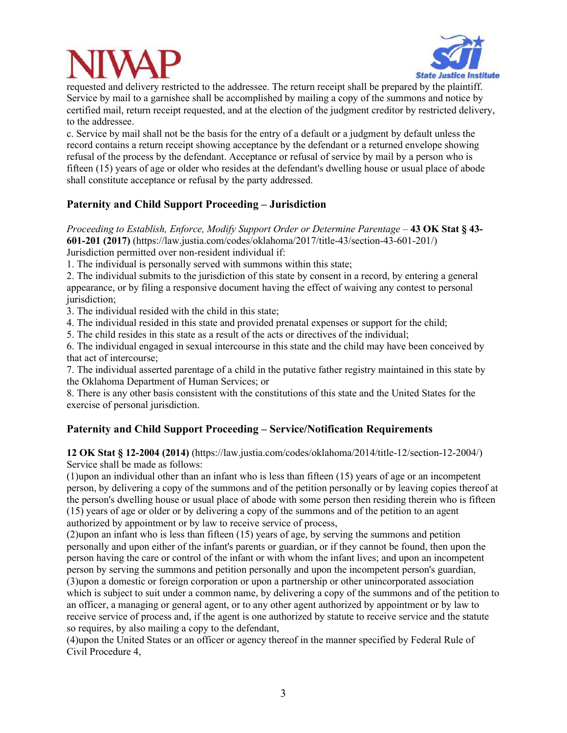requested and delivery restricted to the addressee. The return receipt shall be prepared by the plaintiff. Service by mail to a garnishee shall be accomplished by mailing a copy of the summons and notice by certified mail, return receipt requested, and at the election of the judgment creditor by restricted delivery, to the addressee.

c. Service by mail shall not be the basis for the entry of a default or a judgment by default unless the record contains a return receipt showing acceptance by the defendant or a returned envelope showing refusal of the process by the defendant. Acceptance or refusal of service by mail by a person who is fifteen (15) years of age or older who resides at the defendant's dwelling house or usual place of abode shall constitute acceptance or refusal by the party addressed.

### Paternity and Child Support Proceeding – Jurisdiction

*Proceeding to Establish, Enforce, Modify Support Order or Determine Parentage* – **43 OK Stat § 43-601-201 (2017)** (https://law.justia.com/codes/oklahoma/2017/title-43/section-43-601-201/)
Jurisdiction permitted over non-resident individual if:

1. The individual is personally served with summons within this state;
2. The individual submits to the jurisdiction of this state by consent in a record, by entering a general appearance, or by filing a responsive document having the effect of waiving any contest to personal jurisdiction;
3. The individual resided with the child in this state;
4. The individual resided in this state and provided prenatal expenses or support for the child;
5. The child resides in this state as a result of the acts or directives of the individual;
6. The individual engaged in sexual intercourse in this state and the child may have been conceived by that act of intercourse;
7. The individual asserted parentage of a child in the putative father registry maintained in this state by the Oklahoma Department of Human Services; or
8. There is any other basis consistent with the constitutions of this state and the United States for the exercise of personal jurisdiction.

### Paternity and Child Support Proceeding – Service/Notification Requirements

**12 OK Stat § 12-2004 (2014)** (https://law.justia.com/codes/oklahoma/2014/title-12/section-12-2004/)
Service shall be made as follows:

(1)upon an individual other than an infant who is less than fifteen (15) years of age or an incompetent person, by delivering a copy of the summons and of the petition personally or by leaving copies thereof at the person's dwelling house or usual place of abode with some person then residing therein who is fifteen (15) years of age or older or by delivering a copy of the summons and of the petition to an agent authorized by appointment or by law to receive service of process,

(2)upon an infant who is less than fifteen (15) years of age, by serving the summons and petition personally and upon either of the infant's parents or guardian, or if they cannot be found, then upon the person having the care or control of the infant or with whom the infant lives; and upon an incompetent person by serving the summons and petition personally and upon the incompetent person's guardian,

(3)upon a domestic or foreign corporation or upon a partnership or other unincorporated association which is subject to suit under a common name, by delivering a copy of the summons and of the petition to an officer, a managing or general agent, or to any other agent authorized by appointment or by law to receive service of process and, if the agent is one authorized by statute to receive service and the statute so requires, by also mailing a copy to the defendant,

(4)upon the United States or an officer or agency thereof in the manner specified by Federal Rule of Civil Procedure 4,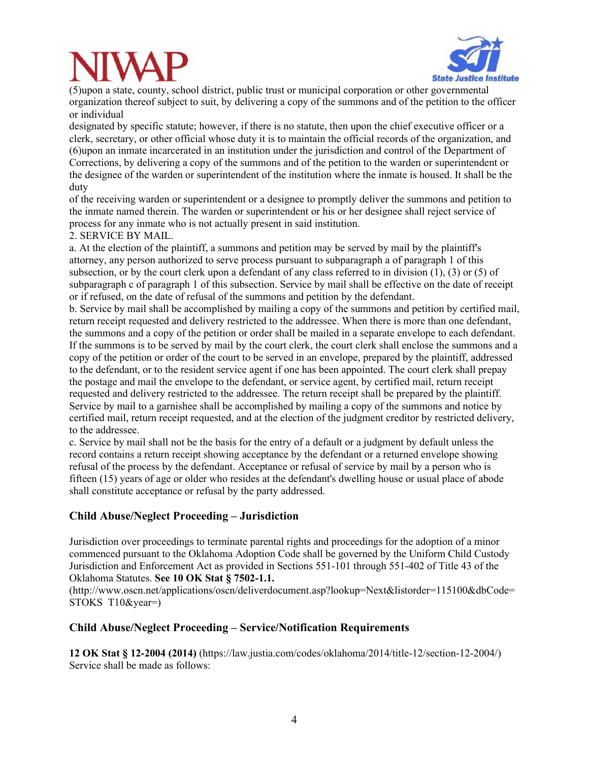(5)upon a state, county, school district, public trust or municipal corporation or other governmental organization thereof subject to suit, by delivering a copy of the summons and of the petition to the officer or individual designated by specific statute; however, if there is no statute, then upon the chief executive officer or a clerk, secretary, or other official whose duty it is to maintain the official records of the organization, and

(6)upon an inmate incarcerated in an institution under the jurisdiction and control of the Department of Corrections, by delivering a copy of the summons and of the petition to the warden or superintendent or the designee of the warden or superintendent of the institution where the inmate is housed. It shall be the duty of the receiving warden or superintendent or a designee to promptly deliver the summons and petition to the inmate named therein. The warden or superintendent or his or her designee shall reject service of process for any inmate who is not actually present in said institution.

2. SERVICE BY MAIL.

a. At the election of the plaintiff, a summons and petition may be served by mail by the plaintiff's attorney, any person authorized to serve process pursuant to subparagraph a of paragraph 1 of this subsection, or by the court clerk upon a defendant of any class referred to in division (1), (3) or (5) of subparagraph c of paragraph 1 of this subsection. Service by mail shall be effective on the date of receipt or if refused, on the date of refusal of the summons and petition by the defendant.

b. Service by mail shall be accomplished by mailing a copy of the summons and petition by certified mail, return receipt requested and delivery restricted to the addressee. When there is more than one defendant, the summons and a copy of the petition or order shall be mailed in a separate envelope to each defendant. If the summons is to be served by mail by the court clerk, the court clerk shall enclose the summons and a copy of the petition or order of the court to be served in an envelope, prepared by the plaintiff, addressed to the defendant, or to the resident service agent if one has been appointed. The court clerk shall prepay the postage and mail the envelope to the defendant, or service agent, by certified mail, return receipt requested and delivery restricted to the addressee. The return receipt shall be prepared by the plaintiff. Service by mail to a garnishee shall be accomplished by mailing a copy of the summons and notice by certified mail, return receipt requested, and at the election of the judgment creditor by restricted delivery, to the addressee.

c. Service by mail shall not be the basis for the entry of a default or a judgment by default unless the record contains a return receipt showing acceptance by the defendant or a returned envelope showing refusal of the process by the defendant. Acceptance or refusal of service by mail by a person who is fifteen (15) years of age or older who resides at the defendant's dwelling house or usual place of abode shall constitute acceptance or refusal by the party addressed.

### Child Abuse/Neglect Proceeding – Jurisdiction

Jurisdiction over proceedings to terminate parental rights and proceedings for the adoption of a minor commenced pursuant to the Oklahoma Adoption Code shall be governed by the Uniform Child Custody Jurisdiction and Enforcement Act as provided in Sections 551-101 through 551-402 of Title 43 of the Oklahoma Statutes. **See 10 OK Stat § 7502-1.1.** (http://www.oscn.net/applications/oscn/deliverdocument.asp?lookup=Next&listorder=115100&dbCode=STOKS T10&year=)

### Child Abuse/Neglect Proceeding – Service/Notification Requirements

**12 OK Stat § 12-2004 (2014)** (https://law.justia.com/codes/oklahoma/2014/title-12/section-12-2004/)
Service shall be made as follows: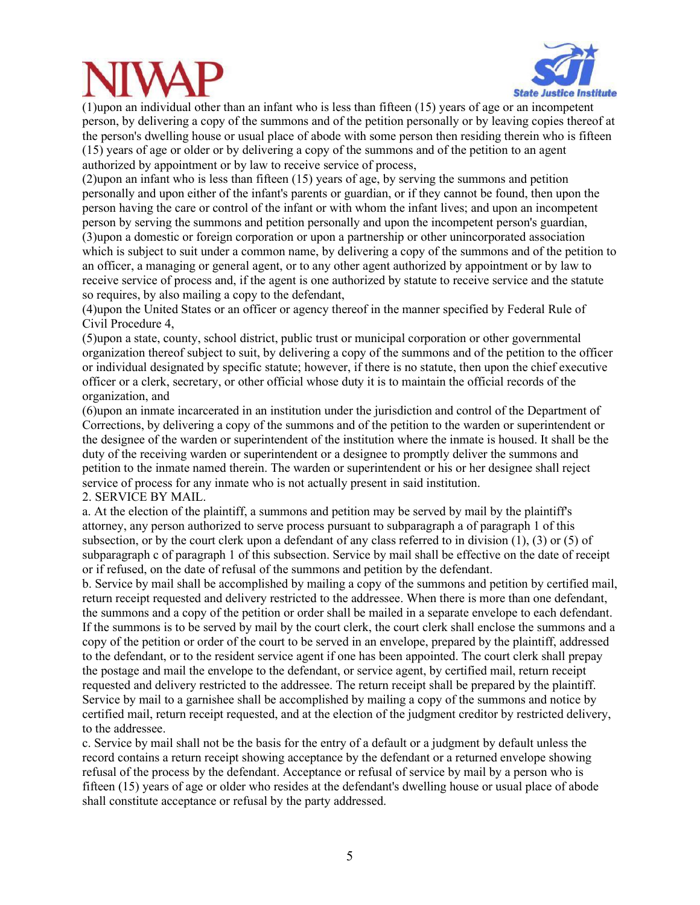(1)upon an individual other than an infant who is less than fifteen (15) years of age or an incompetent person, by delivering a copy of the summons and of the petition personally or by leaving copies thereof at the person's dwelling house or usual place of abode with some person then residing therein who is fifteen (15) years of age or older or by delivering a copy of the summons and of the petition to an agent authorized by appointment or by law to receive service of process,

(2)upon an infant who is less than fifteen (15) years of age, by serving the summons and petition personally and upon either of the infant's parents or guardian, or if they cannot be found, then upon the person having the care or control of the infant or with whom the infant lives; and upon an incompetent person by serving the summons and petition personally and upon the incompetent person's guardian,

(3)upon a domestic or foreign corporation or upon a partnership or other unincorporated association which is subject to suit under a common name, by delivering a copy of the summons and of the petition to an officer, a managing or general agent, or to any other agent authorized by appointment or by law to receive service of process and, if the agent is one authorized by statute to receive service and the statute so requires, by also mailing a copy to the defendant,

(4)upon the United States or an officer or agency thereof in the manner specified by Federal Rule of Civil Procedure 4,

(5)upon a state, county, school district, public trust or municipal corporation or other governmental organization thereof subject to suit, by delivering a copy of the summons and of the petition to the officer or individual designated by specific statute; however, if there is no statute, then upon the chief executive officer or a clerk, secretary, or other official whose duty it is to maintain the official records of the organization, and

(6)upon an inmate incarcerated in an institution under the jurisdiction and control of the Department of Corrections, by delivering a copy of the summons and of the petition to the warden or superintendent or the designee of the warden or superintendent of the institution where the inmate is housed. It shall be the duty of the receiving warden or superintendent or a designee to promptly deliver the summons and petition to the inmate named therein. The warden or superintendent or his or her designee shall reject service of process for any inmate who is not actually present in said institution.

2. SERVICE BY MAIL.

a. At the election of the plaintiff, a summons and petition may be served by mail by the plaintiff's attorney, any person authorized to serve process pursuant to subparagraph a of paragraph 1 of this subsection, or by the court clerk upon a defendant of any class referred to in division (1), (3) or (5) of subparagraph c of paragraph 1 of this subsection. Service by mail shall be effective on the date of receipt or if refused, on the date of refusal of the summons and petition by the defendant.

b. Service by mail shall be accomplished by mailing a copy of the summons and petition by certified mail, return receipt requested and delivery restricted to the addressee. When there is more than one defendant, the summons and a copy of the petition or order shall be mailed in a separate envelope to each defendant. If the summons is to be served by mail by the court clerk, the court clerk shall enclose the summons and a copy of the petition or order of the court to be served in an envelope, prepared by the plaintiff, addressed to the defendant, or to the resident service agent if one has been appointed. The court clerk shall prepay the postage and mail the envelope to the defendant, or service agent, by certified mail, return receipt requested and delivery restricted to the addressee. The return receipt shall be prepared by the plaintiff. Service by mail to a garnishee shall be accomplished by mailing a copy of the summons and notice by certified mail, return receipt requested, and at the election of the judgment creditor by restricted delivery, to the addressee.

c. Service by mail shall not be the basis for the entry of a default or a judgment by default unless the record contains a return receipt showing acceptance by the defendant or a returned envelope showing refusal of the process by the defendant. Acceptance or refusal of service by mail by a person who is fifteen (15) years of age or older who resides at the defendant's dwelling house or usual place of abode shall constitute acceptance or refusal by the party addressed.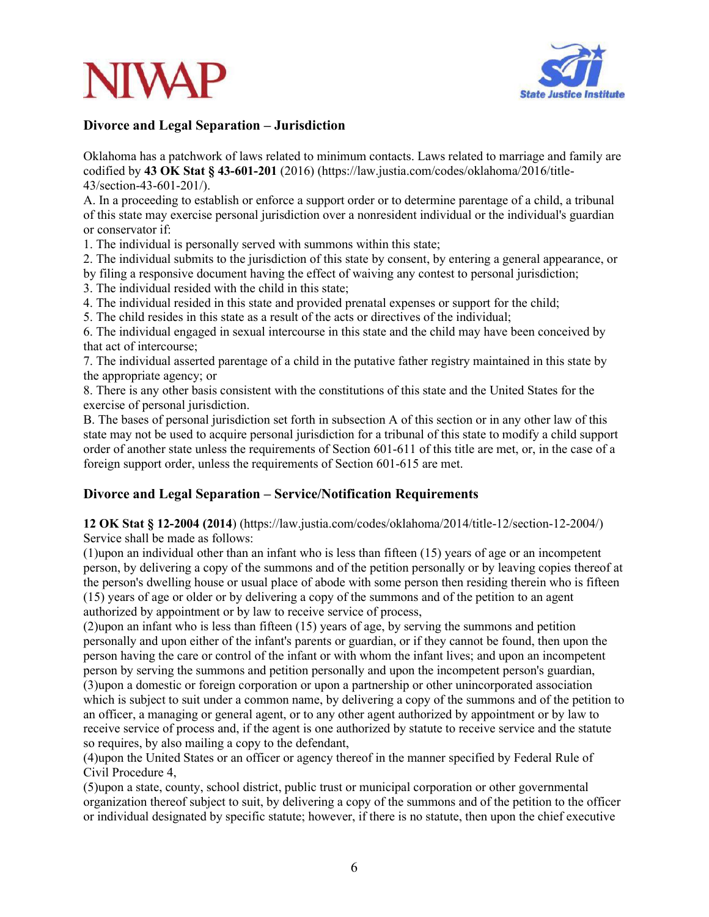### Divorce and Legal Separation – Jurisdiction

Oklahoma has a patchwork of laws related to minimum contacts. Laws related to marriage and family are codified by **43 OK Stat § 43-601-201** (2016) (https://law.justia.com/codes/oklahoma/2016/title-43/section-43-601-201/).

A. In a proceeding to establish or enforce a support order or to determine parentage of a child, a tribunal of this state may exercise personal jurisdiction over a nonresident individual or the individual's guardian or conservator if:

1. The individual is personally served with summons within this state;
2. The individual submits to the jurisdiction of this state by consent, by entering a general appearance, or by filing a responsive document having the effect of waiving any contest to personal jurisdiction;
3. The individual resided with the child in this state;
4. The individual resided in this state and provided prenatal expenses or support for the child;
5. The child resides in this state as a result of the acts or directives of the individual;
6. The individual engaged in sexual intercourse in this state and the child may have been conceived by that act of intercourse;
7. The individual asserted parentage of a child in the putative father registry maintained in this state by the appropriate agency; or
8. There is any other basis consistent with the constitutions of this state and the United States for the exercise of personal jurisdiction.

B. The bases of personal jurisdiction set forth in subsection A of this section or in any other law of this state may not be used to acquire personal jurisdiction for a tribunal of this state to modify a child support order of another state unless the requirements of Section 601-611 of this title are met, or, in the case of a foreign support order, unless the requirements of Section 601-615 are met.

### Divorce and Legal Separation – Service/Notification Requirements

**12 OK Stat § 12-2004 (2014**) (https://law.justia.com/codes/oklahoma/2014/title-12/section-12-2004/)
Service shall be made as follows:

(1)upon an individual other than an infant who is less than fifteen (15) years of age or an incompetent person, by delivering a copy of the summons and of the petition personally or by leaving copies thereof at the person's dwelling house or usual place of abode with some person then residing therein who is fifteen (15) years of age or older or by delivering a copy of the summons and of the petition to an agent authorized by appointment or by law to receive service of process,

(2)upon an infant who is less than fifteen (15) years of age, by serving the summons and petition personally and upon either of the infant's parents or guardian, or if they cannot be found, then upon the person having the care or control of the infant or with whom the infant lives; and upon an incompetent person by serving the summons and petition personally and upon the incompetent person's guardian,

(3)upon a domestic or foreign corporation or upon a partnership or other unincorporated association which is subject to suit under a common name, by delivering a copy of the summons and of the petition to an officer, a managing or general agent, or to any other agent authorized by appointment or by law to receive service of process and, if the agent is one authorized by statute to receive service and the statute so requires, by also mailing a copy to the defendant,

(4)upon the United States or an officer or agency thereof in the manner specified by Federal Rule of Civil Procedure 4,

(5)upon a state, county, school district, public trust or municipal corporation or other governmental organization thereof subject to suit, by delivering a copy of the summons and of the petition to the officer or individual designated by specific statute; however, if there is no statute, then upon the chief executive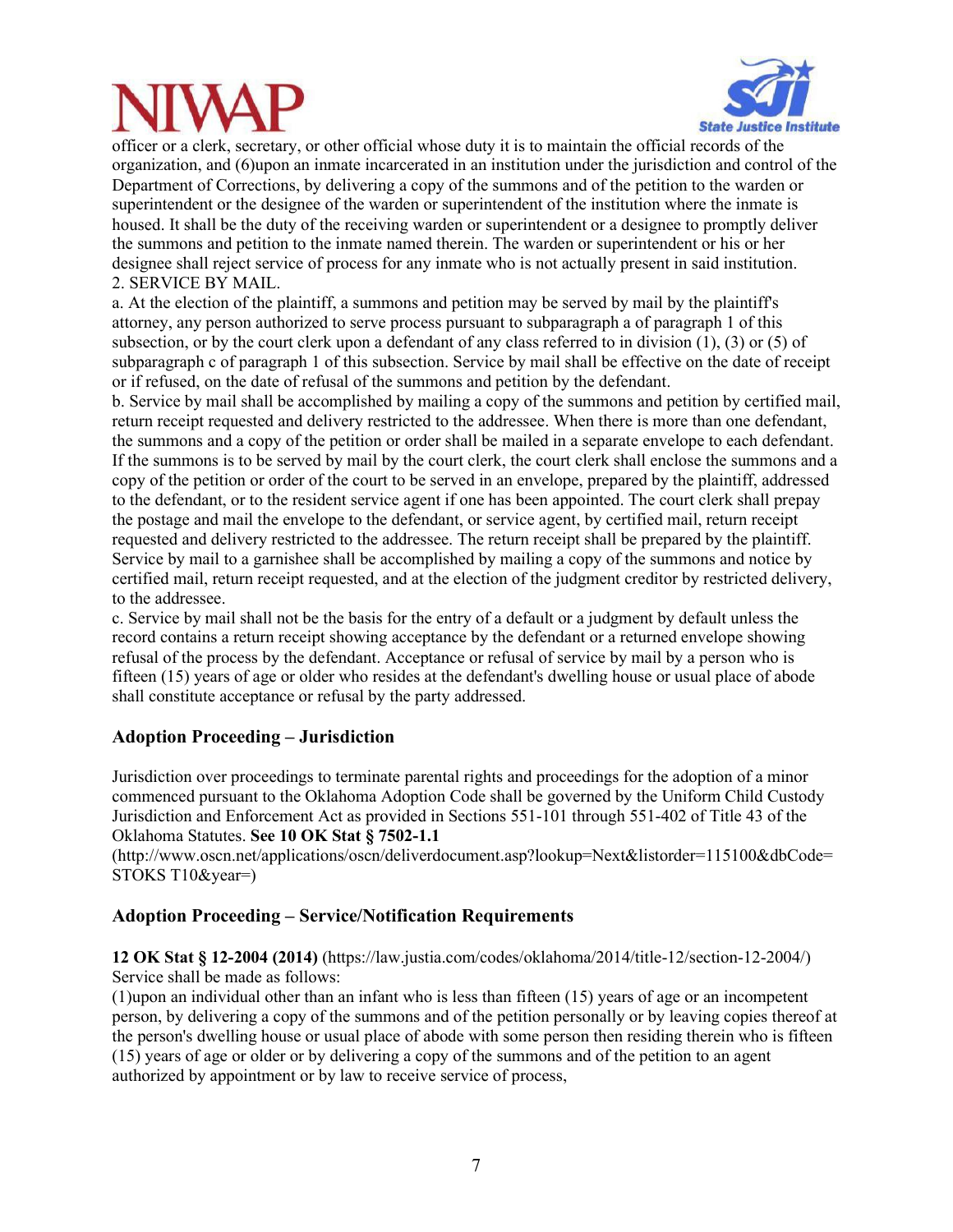officer or a clerk, secretary, or other official whose duty it is to maintain the official records of the organization, and (6)upon an inmate incarcerated in an institution under the jurisdiction and control of the Department of Corrections, by delivering a copy of the summons and of the petition to the warden or superintendent or the designee of the warden or superintendent of the institution where the inmate is housed. It shall be the duty of the receiving warden or superintendent or a designee to promptly deliver the summons and petition to the inmate named therein. The warden or superintendent or his or her designee shall reject service of process for any inmate who is not actually present in said institution.

2. SERVICE BY MAIL.

a. At the election of the plaintiff, a summons and petition may be served by mail by the plaintiff's attorney, any person authorized to serve process pursuant to subparagraph a of paragraph 1 of this subsection, or by the court clerk upon a defendant of any class referred to in division (1), (3) or (5) of subparagraph c of paragraph 1 of this subsection. Service by mail shall be effective on the date of receipt or if refused, on the date of refusal of the summons and petition by the defendant.

b. Service by mail shall be accomplished by mailing a copy of the summons and petition by certified mail, return receipt requested and delivery restricted to the addressee. When there is more than one defendant, the summons and a copy of the petition or order shall be mailed in a separate envelope to each defendant. If the summons is to be served by mail by the court clerk, the court clerk shall enclose the summons and a copy of the petition or order of the court to be served in an envelope, prepared by the plaintiff, addressed to the defendant, or to the resident service agent if one has been appointed. The court clerk shall prepay the postage and mail the envelope to the defendant, or service agent, by certified mail, return receipt requested and delivery restricted to the addressee. The return receipt shall be prepared by the plaintiff. Service by mail to a garnishee shall be accomplished by mailing a copy of the summons and notice by certified mail, return receipt requested, and at the election of the judgment creditor by restricted delivery, to the addressee.

c. Service by mail shall not be the basis for the entry of a default or a judgment by default unless the record contains a return receipt showing acceptance by the defendant or a returned envelope showing refusal of the process by the defendant. Acceptance or refusal of service by mail by a person who is fifteen (15) years of age or older who resides at the defendant's dwelling house or usual place of abode shall constitute acceptance or refusal by the party addressed.

### Adoption Proceeding – Jurisdiction

Jurisdiction over proceedings to terminate parental rights and proceedings for the adoption of a minor commenced pursuant to the Oklahoma Adoption Code shall be governed by the Uniform Child Custody Jurisdiction and Enforcement Act as provided in Sections 551-101 through 551-402 of Title 43 of the Oklahoma Statutes. **See 10 OK Stat § 7502-1.1** (http://www.oscn.net/applications/oscn/deliverdocument.asp?lookup=Next&listorder=115100&dbCode=STOKS T10&year=)

### Adoption Proceeding – Service/Notification Requirements

**12 OK Stat § 12-2004 (2014)** (https://law.justia.com/codes/oklahoma/2014/title-12/section-12-2004/)
Service shall be made as follows:

(1)upon an individual other than an infant who is less than fifteen (15) years of age or an incompetent person, by delivering a copy of the summons and of the petition personally or by leaving copies thereof at the person's dwelling house or usual place of abode with some person then residing therein who is fifteen (15) years of age or older or by delivering a copy of the summons and of the petition to an agent authorized by appointment or by law to receive service of process,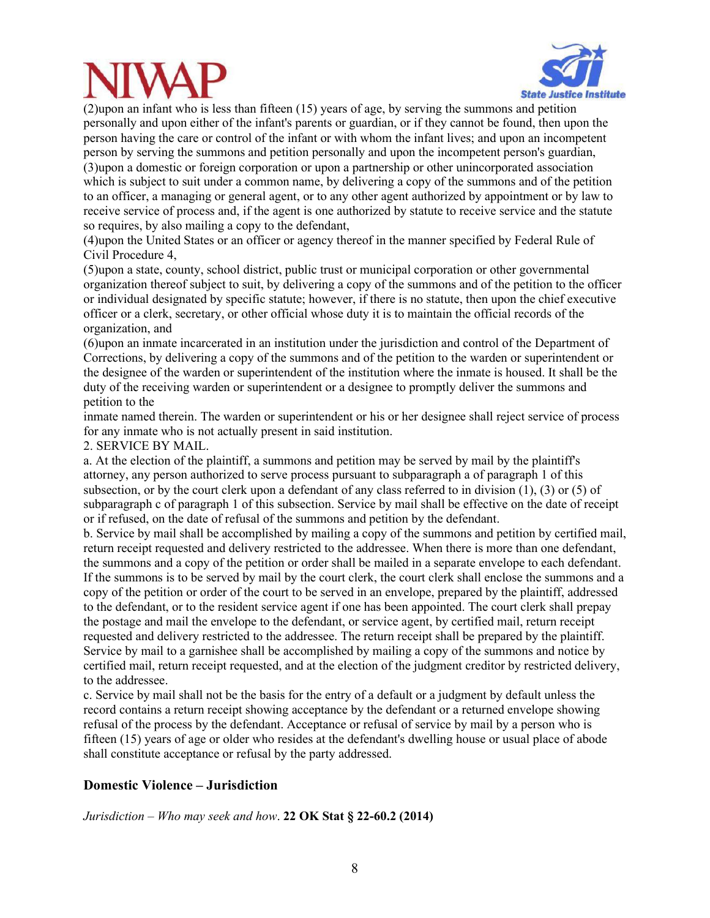(2)upon an infant who is less than fifteen (15) years of age, by serving the summons and petition personally and upon either of the infant's parents or guardian, or if they cannot be found, then upon the person having the care or control of the infant or with whom the infant lives; and upon an incompetent person by serving the summons and petition personally and upon the incompetent person's guardian,

(3)upon a domestic or foreign corporation or upon a partnership or other unincorporated association which is subject to suit under a common name, by delivering a copy of the summons and of the petition to an officer, a managing or general agent, or to any other agent authorized by appointment or by law to receive service of process and, if the agent is one authorized by statute to receive service and the statute so requires, by also mailing a copy to the defendant,

(4)upon the United States or an officer or agency thereof in the manner specified by Federal Rule of Civil Procedure 4,

(5)upon a state, county, school district, public trust or municipal corporation or other governmental organization thereof subject to suit, by delivering a copy of the summons and of the petition to the officer or individual designated by specific statute; however, if there is no statute, then upon the chief executive officer or a clerk, secretary, or other official whose duty it is to maintain the official records of the organization, and

(6)upon an inmate incarcerated in an institution under the jurisdiction and control of the Department of Corrections, by delivering a copy of the summons and of the petition to the warden or superintendent or the designee of the warden or superintendent of the institution where the inmate is housed. It shall be the duty of the receiving warden or superintendent or a designee to promptly deliver the summons and petition to the
inmate named therein. The warden or superintendent or his or her designee shall reject service of process for any inmate who is not actually present in said institution.

2. SERVICE BY MAIL.

a. At the election of the plaintiff, a summons and petition may be served by mail by the plaintiff's attorney, any person authorized to serve process pursuant to subparagraph a of paragraph 1 of this subsection, or by the court clerk upon a defendant of any class referred to in division (1), (3) or (5) of subparagraph c of paragraph 1 of this subsection. Service by mail shall be effective on the date of receipt or if refused, on the date of refusal of the summons and petition by the defendant.

b. Service by mail shall be accomplished by mailing a copy of the summons and petition by certified mail, return receipt requested and delivery restricted to the addressee. When there is more than one defendant, the summons and a copy of the petition or order shall be mailed in a separate envelope to each defendant. If the summons is to be served by mail by the court clerk, the court clerk shall enclose the summons and a copy of the petition or order of the court to be served in an envelope, prepared by the plaintiff, addressed to the defendant, or to the resident service agent if one has been appointed. The court clerk shall prepay the postage and mail the envelope to the defendant, or service agent, by certified mail, return receipt requested and delivery restricted to the addressee. The return receipt shall be prepared by the plaintiff. Service by mail to a garnishee shall be accomplished by mailing a copy of the summons and notice by certified mail, return receipt requested, and at the election of the judgment creditor by restricted delivery, to the addressee.

c. Service by mail shall not be the basis for the entry of a default or a judgment by default unless the record contains a return receipt showing acceptance by the defendant or a returned envelope showing refusal of the process by the defendant. Acceptance or refusal of service by mail by a person who is fifteen (15) years of age or older who resides at the defendant's dwelling house or usual place of abode shall constitute acceptance or refusal by the party addressed.

## Domestic Violence – Jurisdiction

*Jurisdiction – Who may seek and how*. **22 OK Stat § 22-60.2 (2014)**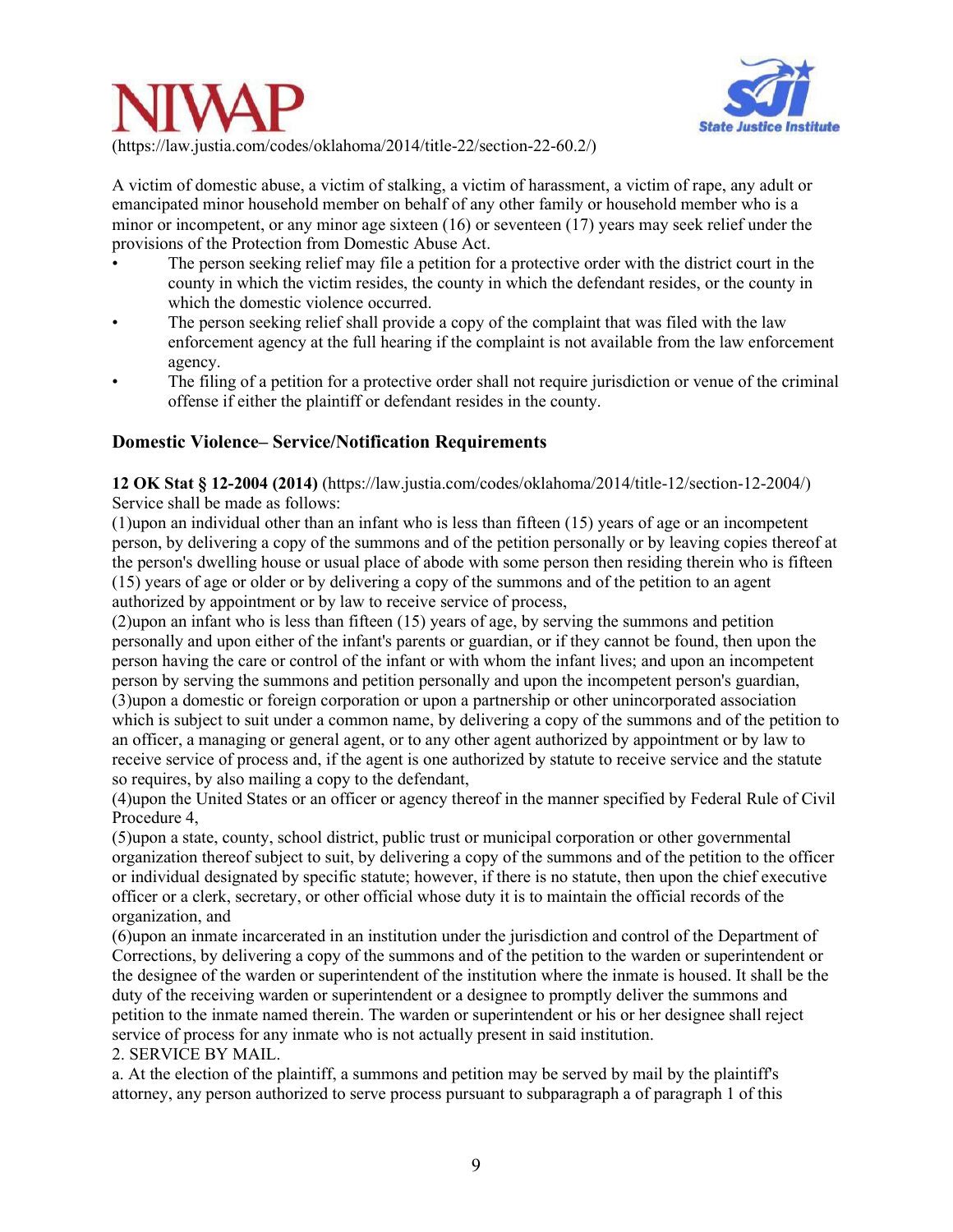(https://law.justia.com/codes/oklahoma/2014/title-22/section-22-60.2/)

A victim of domestic abuse, a victim of stalking, a victim of harassment, a victim of rape, any adult or emancipated minor household member on behalf of any other family or household member who is a minor or incompetent, or any minor age sixteen (16) or seventeen (17) years may seek relief under the provisions of the Protection from Domestic Abuse Act.

- The person seeking relief may file a petition for a protective order with the district court in the county in which the victim resides, the county in which the defendant resides, or the county in which the domestic violence occurred.
- The person seeking relief shall provide a copy of the complaint that was filed with the law enforcement agency at the full hearing if the complaint is not available from the law enforcement agency.
- The filing of a petition for a protective order shall not require jurisdiction or venue of the criminal offense if either the plaintiff or defendant resides in the county.

### Domestic Violence– Service/Notification Requirements

**12 OK Stat § 12-2004 (2014)** (https://law.justia.com/codes/oklahoma/2014/title-12/section-12-2004/)
Service shall be made as follows:
(1)upon an individual other than an infant who is less than fifteen (15) years of age or an incompetent person, by delivering a copy of the summons and of the petition personally or by leaving copies thereof at the person's dwelling house or usual place of abode with some person then residing therein who is fifteen (15) years of age or older or by delivering a copy of the summons and of the petition to an agent authorized by appointment or by law to receive service of process,
(2)upon an infant who is less than fifteen (15) years of age, by serving the summons and petition personally and upon either of the infant's parents or guardian, or if they cannot be found, then upon the person having the care or control of the infant or with whom the infant lives; and upon an incompetent person by serving the summons and petition personally and upon the incompetent person's guardian,
(3)upon a domestic or foreign corporation or upon a partnership or other unincorporated association which is subject to suit under a common name, by delivering a copy of the summons and of the petition to an officer, a managing or general agent, or to any other agent authorized by appointment or by law to receive service of process and, if the agent is one authorized by statute to receive service and the statute so requires, by also mailing a copy to the defendant,
(4)upon the United States or an officer or agency thereof in the manner specified by Federal Rule of Civil Procedure 4,
(5)upon a state, county, school district, public trust or municipal corporation or other governmental organization thereof subject to suit, by delivering a copy of the summons and of the petition to the officer or individual designated by specific statute; however, if there is no statute, then upon the chief executive officer or a clerk, secretary, or other official whose duty it is to maintain the official records of the organization, and
(6)upon an inmate incarcerated in an institution under the jurisdiction and control of the Department of Corrections, by delivering a copy of the summons and of the petition to the warden or superintendent or the designee of the warden or superintendent of the institution where the inmate is housed. It shall be the duty of the receiving warden or superintendent or a designee to promptly deliver the summons and petition to the inmate named therein. The warden or superintendent or his or her designee shall reject service of process for any inmate who is not actually present in said institution.
2. SERVICE BY MAIL.
a. At the election of the plaintiff, a summons and petition may be served by mail by the plaintiff's attorney, any person authorized to serve process pursuant to subparagraph a of paragraph 1 of this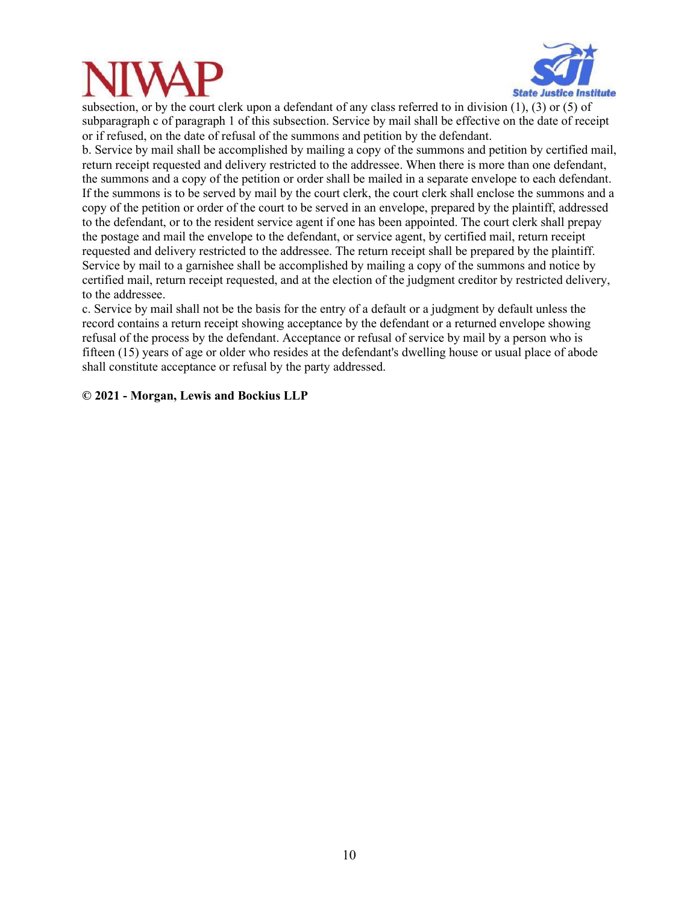subsection, or by the court clerk upon a defendant of any class referred to in division (1), (3) or (5) of subparagraph c of paragraph 1 of this subsection. Service by mail shall be effective on the date of receipt or if refused, on the date of refusal of the summons and petition by the defendant.

b. Service by mail shall be accomplished by mailing a copy of the summons and petition by certified mail, return receipt requested and delivery restricted to the addressee. When there is more than one defendant, the summons and a copy of the petition or order shall be mailed in a separate envelope to each defendant. If the summons is to be served by mail by the court clerk, the court clerk shall enclose the summons and a copy of the petition or order of the court to be served in an envelope, prepared by the plaintiff, addressed to the defendant, or to the resident service agent if one has been appointed. The court clerk shall prepay the postage and mail the envelope to the defendant, or service agent, by certified mail, return receipt requested and delivery restricted to the addressee. The return receipt shall be prepared by the plaintiff. Service by mail to a garnishee shall be accomplished by mailing a copy of the summons and notice by certified mail, return receipt requested, and at the election of the judgment creditor by restricted delivery, to the addressee.

c. Service by mail shall not be the basis for the entry of a default or a judgment by default unless the record contains a return receipt showing acceptance by the defendant or a returned envelope showing refusal of the process by the defendant. Acceptance or refusal of service by mail by a person who is fifteen (15) years of age or older who resides at the defendant's dwelling house or usual place of abode shall constitute acceptance or refusal by the party addressed.

**© 2021 - Morgan, Lewis and Bockius LLP**